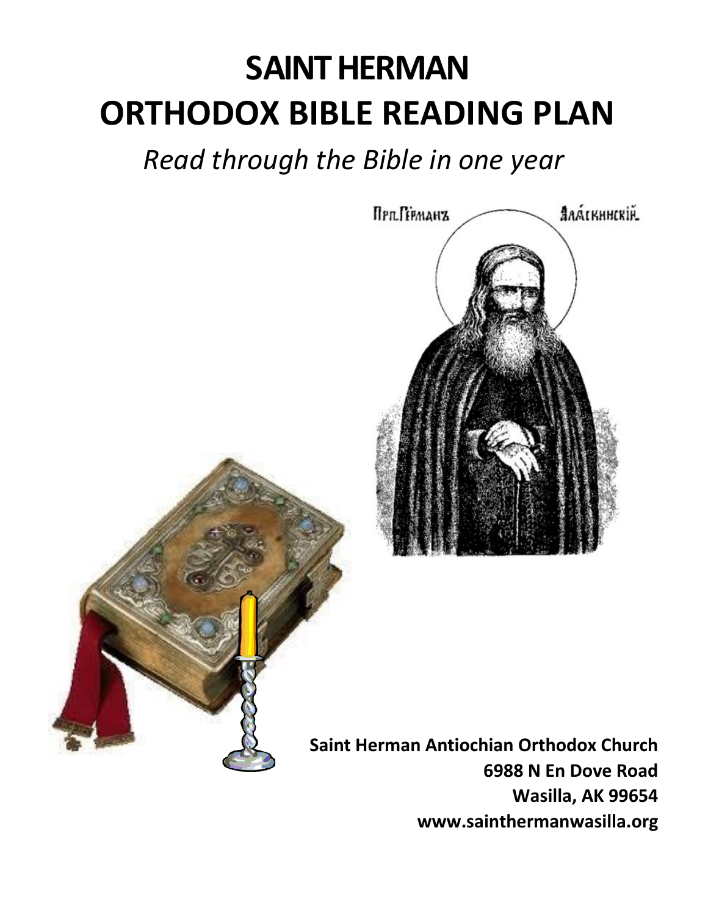# SAINT HERMAN
# ORTHODOX BIBLE READING PLAN

*Read through the Bible in one year*

**Saint Herman Antiochian Orthodox Church**
**6988 N En Dove Road**
**Wasilla, AK 99654**
**www.sainthermanwasilla.org**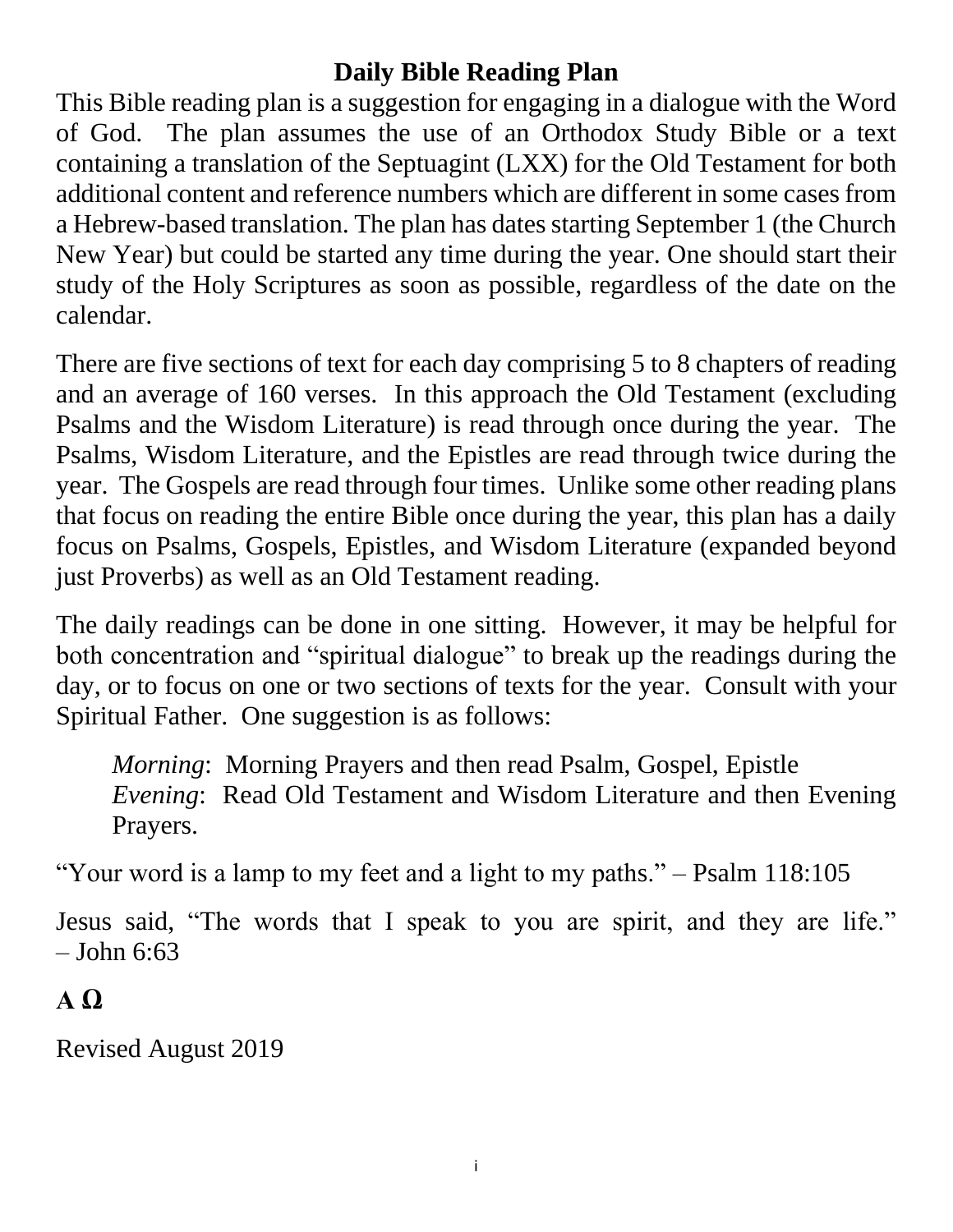# Daily Bible Reading Plan

This Bible reading plan is a suggestion for engaging in a dialogue with the Word of God. The plan assumes the use of an Orthodox Study Bible or a text containing a translation of the Septuagint (LXX) for the Old Testament for both additional content and reference numbers which are different in some cases from a Hebrew-based translation. The plan has dates starting September 1 (the Church New Year) but could be started any time during the year. One should start their study of the Holy Scriptures as soon as possible, regardless of the date on the calendar.

There are five sections of text for each day comprising 5 to 8 chapters of reading and an average of 160 verses. In this approach the Old Testament (excluding Psalms and the Wisdom Literature) is read through once during the year. The Psalms, Wisdom Literature, and the Epistles are read through twice during the year. The Gospels are read through four times. Unlike some other reading plans that focus on reading the entire Bible once during the year, this plan has a daily focus on Psalms, Gospels, Epistles, and Wisdom Literature (expanded beyond just Proverbs) as well as an Old Testament reading.

The daily readings can be done in one sitting. However, it may be helpful for both concentration and "spiritual dialogue" to break up the readings during the day, or to focus on one or two sections of texts for the year. Consult with your Spiritual Father. One suggestion is as follows:

> *Morning*: Morning Prayers and then read Psalm, Gospel, Epistle
> *Evening*: Read Old Testament and Wisdom Literature and then Evening Prayers.

"Your word is a lamp to my feet and a light to my paths." – Psalm 118:105

Jesus said, "The words that I speak to you are spirit, and they are life." – John 6:63

**A Ω**

Revised August 2019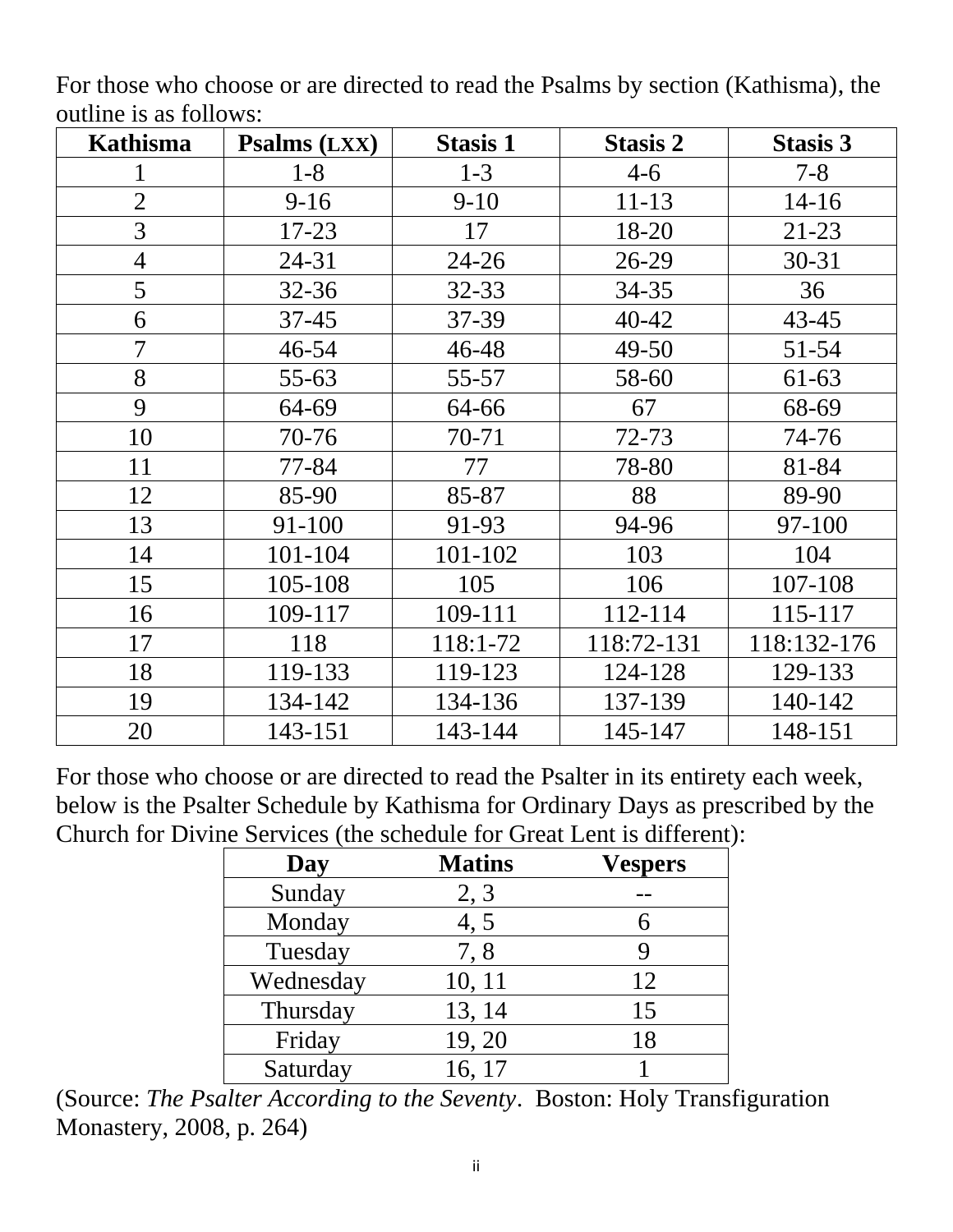For those who choose or are directed to read the Psalms by section (Kathisma), the outline is as follows:

| Kathisma | Psalms (LXX) | Stasis 1 | Stasis 2 | Stasis 3 |
|---|---|---|---|---|
| 1 | 1-8 | 1-3 | 4-6 | 7-8 |
| 2 | 9-16 | 9-10 | 11-13 | 14-16 |
| 3 | 17-23 | 17 | 18-20 | 21-23 |
| 4 | 24-31 | 24-26 | 26-29 | 30-31 |
| 5 | 32-36 | 32-33 | 34-35 | 36 |
| 6 | 37-45 | 37-39 | 40-42 | 43-45 |
| 7 | 46-54 | 46-48 | 49-50 | 51-54 |
| 8 | 55-63 | 55-57 | 58-60 | 61-63 |
| 9 | 64-69 | 64-66 | 67 | 68-69 |
| 10 | 70-76 | 70-71 | 72-73 | 74-76 |
| 11 | 77-84 | 77 | 78-80 | 81-84 |
| 12 | 85-90 | 85-87 | 88 | 89-90 |
| 13 | 91-100 | 91-93 | 94-96 | 97-100 |
| 14 | 101-104 | 101-102 | 103 | 104 |
| 15 | 105-108 | 105 | 106 | 107-108 |
| 16 | 109-117 | 109-111 | 112-114 | 115-117 |
| 17 | 118 | 118:1-72 | 118:72-131 | 118:132-176 |
| 18 | 119-133 | 119-123 | 124-128 | 129-133 |
| 19 | 134-142 | 134-136 | 137-139 | 140-142 |
| 20 | 143-151 | 143-144 | 145-147 | 148-151 |

For those who choose or are directed to read the Psalter in its entirety each week, below is the Psalter Schedule by Kathisma for Ordinary Days as prescribed by the Church for Divine Services (the schedule for Great Lent is different):

| Day | Matins | Vespers |
|---|---|---|
| Sunday | 2, 3 | -- |
| Monday | 4, 5 | 6 |
| Tuesday | 7, 8 | 9 |
| Wednesday | 10, 11 | 12 |
| Thursday | 13, 14 | 15 |
| Friday | 19, 20 | 18 |
| Saturday | 16, 17 | 1 |

(Source: *The Psalter According to the Seventy*. Boston: Holy Transfiguration Monastery, 2008, p. 264)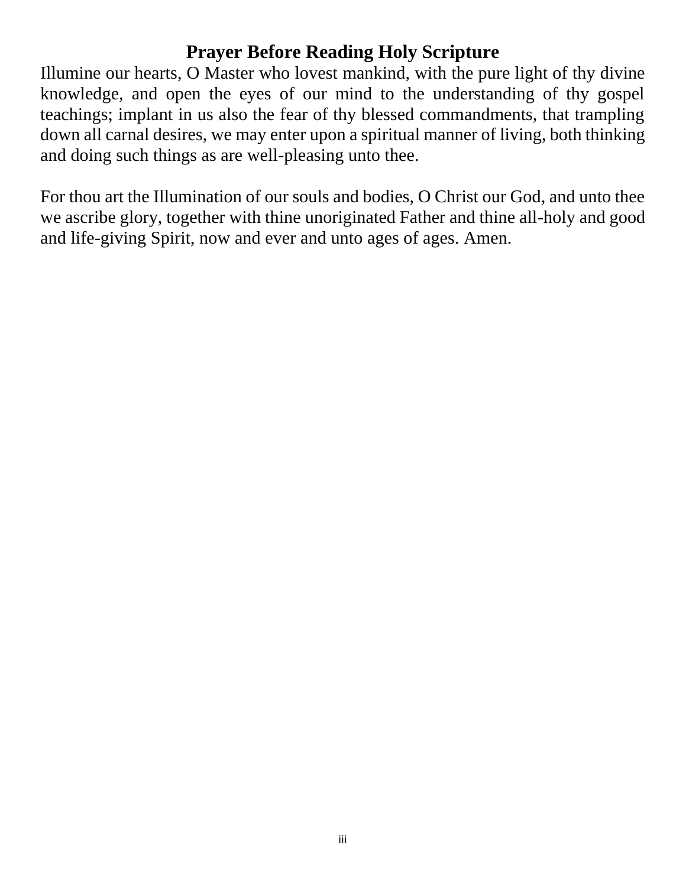## Prayer Before Reading Holy Scripture

Illumine our hearts, O Master who lovest mankind, with the pure light of thy divine knowledge, and open the eyes of our mind to the understanding of thy gospel teachings; implant in us also the fear of thy blessed commandments, that trampling down all carnal desires, we may enter upon a spiritual manner of living, both thinking and doing such things as are well-pleasing unto thee.

For thou art the Illumination of our souls and bodies, O Christ our God, and unto thee we ascribe glory, together with thine unoriginated Father and thine all-holy and good and life-giving Spirit, now and ever and unto ages of ages. Amen.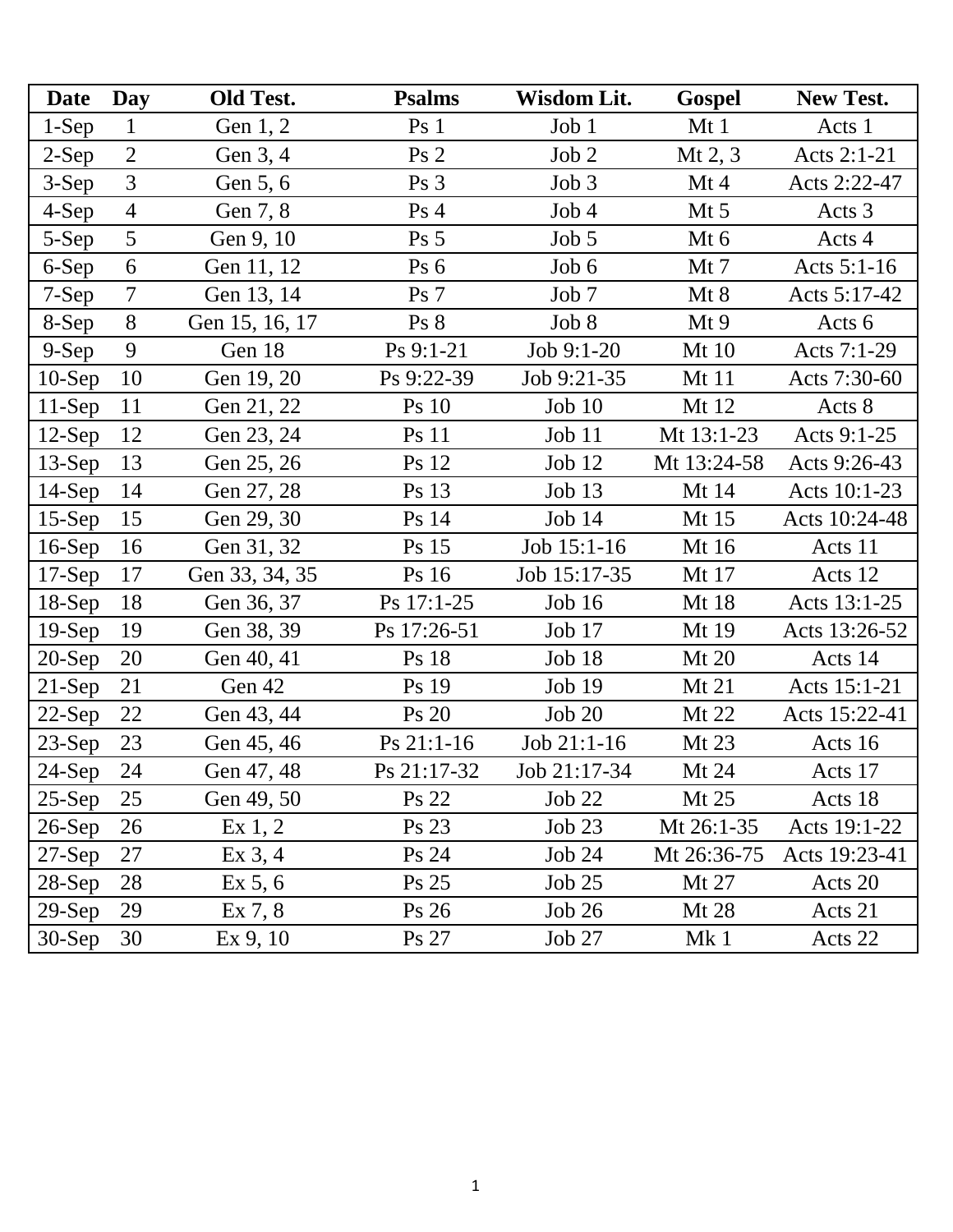| Date | Day | Old Test. | Psalms | Wisdom Lit. | Gospel | New Test. |
|---|---|---|---|---|---|---|
| 1-Sep | 1 | Gen 1, 2 | Ps 1 | Job 1 | Mt 1 | Acts 1 |
| 2-Sep | 2 | Gen 3, 4 | Ps 2 | Job 2 | Mt 2, 3 | Acts 2:1-21 |
| 3-Sep | 3 | Gen 5, 6 | Ps 3 | Job 3 | Mt 4 | Acts 2:22-47 |
| 4-Sep | 4 | Gen 7, 8 | Ps 4 | Job 4 | Mt 5 | Acts 3 |
| 5-Sep | 5 | Gen 9, 10 | Ps 5 | Job 5 | Mt 6 | Acts 4 |
| 6-Sep | 6 | Gen 11, 12 | Ps 6 | Job 6 | Mt 7 | Acts 5:1-16 |
| 7-Sep | 7 | Gen 13, 14 | Ps 7 | Job 7 | Mt 8 | Acts 5:17-42 |
| 8-Sep | 8 | Gen 15, 16, 17 | Ps 8 | Job 8 | Mt 9 | Acts 6 |
| 9-Sep | 9 | Gen 18 | Ps 9:1-21 | Job 9:1-20 | Mt 10 | Acts 7:1-29 |
| 10-Sep | 10 | Gen 19, 20 | Ps 9:22-39 | Job 9:21-35 | Mt 11 | Acts 7:30-60 |
| 11-Sep | 11 | Gen 21, 22 | Ps 10 | Job 10 | Mt 12 | Acts 8 |
| 12-Sep | 12 | Gen 23, 24 | Ps 11 | Job 11 | Mt 13:1-23 | Acts 9:1-25 |
| 13-Sep | 13 | Gen 25, 26 | Ps 12 | Job 12 | Mt 13:24-58 | Acts 9:26-43 |
| 14-Sep | 14 | Gen 27, 28 | Ps 13 | Job 13 | Mt 14 | Acts 10:1-23 |
| 15-Sep | 15 | Gen 29, 30 | Ps 14 | Job 14 | Mt 15 | Acts 10:24-48 |
| 16-Sep | 16 | Gen 31, 32 | Ps 15 | Job 15:1-16 | Mt 16 | Acts 11 |
| 17-Sep | 17 | Gen 33, 34, 35 | Ps 16 | Job 15:17-35 | Mt 17 | Acts 12 |
| 18-Sep | 18 | Gen 36, 37 | Ps 17:1-25 | Job 16 | Mt 18 | Acts 13:1-25 |
| 19-Sep | 19 | Gen 38, 39 | Ps 17:26-51 | Job 17 | Mt 19 | Acts 13:26-52 |
| 20-Sep | 20 | Gen 40, 41 | Ps 18 | Job 18 | Mt 20 | Acts 14 |
| 21-Sep | 21 | Gen 42 | Ps 19 | Job 19 | Mt 21 | Acts 15:1-21 |
| 22-Sep | 22 | Gen 43, 44 | Ps 20 | Job 20 | Mt 22 | Acts 15:22-41 |
| 23-Sep | 23 | Gen 45, 46 | Ps 21:1-16 | Job 21:1-16 | Mt 23 | Acts 16 |
| 24-Sep | 24 | Gen 47, 48 | Ps 21:17-32 | Job 21:17-34 | Mt 24 | Acts 17 |
| 25-Sep | 25 | Gen 49, 50 | Ps 22 | Job 22 | Mt 25 | Acts 18 |
| 26-Sep | 26 | Ex 1, 2 | Ps 23 | Job 23 | Mt 26:1-35 | Acts 19:1-22 |
| 27-Sep | 27 | Ex 3, 4 | Ps 24 | Job 24 | Mt 26:36-75 | Acts 19:23-41 |
| 28-Sep | 28 | Ex 5, 6 | Ps 25 | Job 25 | Mt 27 | Acts 20 |
| 29-Sep | 29 | Ex 7, 8 | Ps 26 | Job 26 | Mt 28 | Acts 21 |
| 30-Sep | 30 | Ex 9, 10 | Ps 27 | Job 27 | Mk 1 | Acts 22 |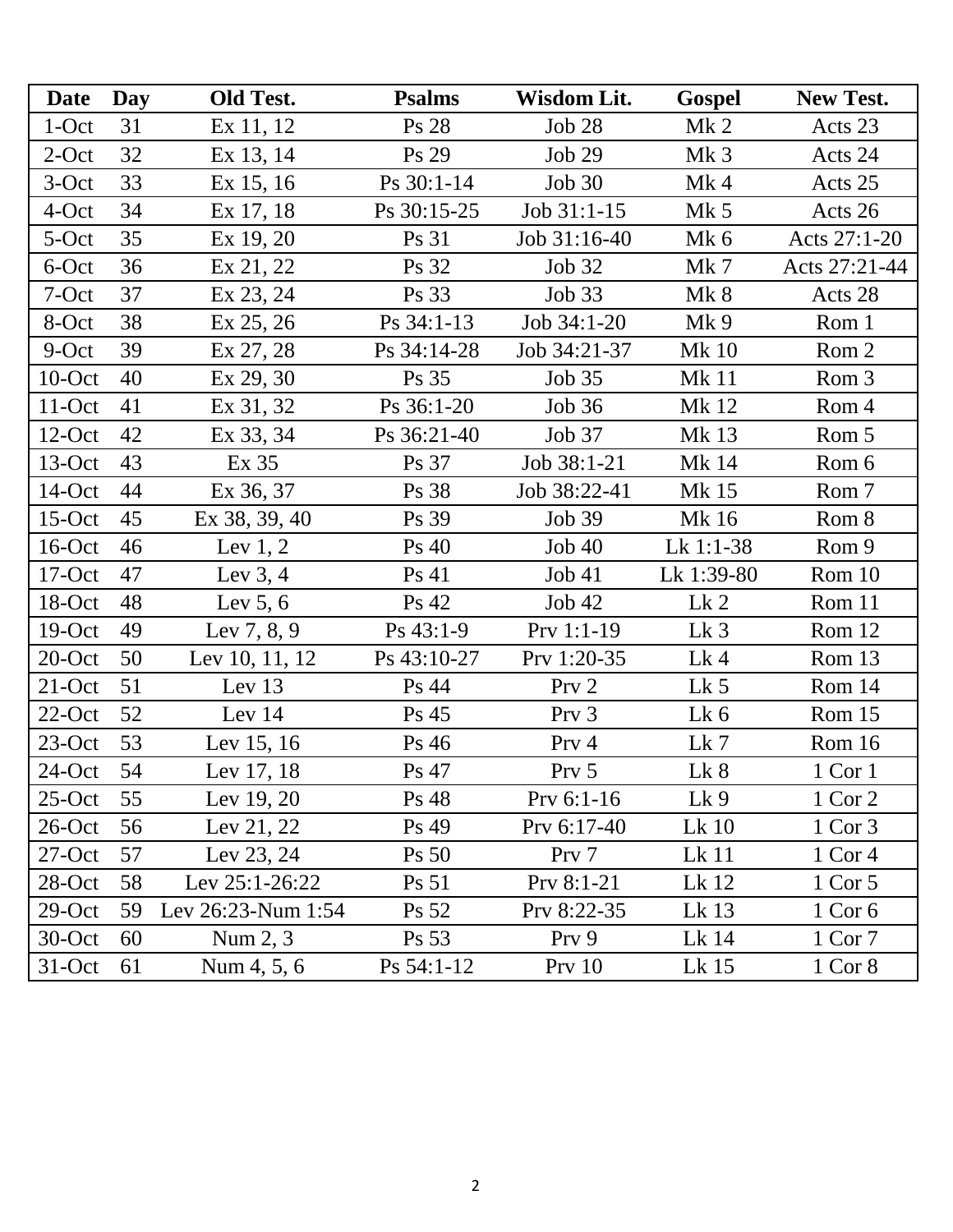| Date | Day | Old Test. | Psalms | Wisdom Lit. | Gospel | New Test. |
|---|---|---|---|---|---|---|
| 1-Oct | 31 | Ex 11, 12 | Ps 28 | Job 28 | Mk 2 | Acts 23 |
| 2-Oct | 32 | Ex 13, 14 | Ps 29 | Job 29 | Mk 3 | Acts 24 |
| 3-Oct | 33 | Ex 15, 16 | Ps 30:1-14 | Job 30 | Mk 4 | Acts 25 |
| 4-Oct | 34 | Ex 17, 18 | Ps 30:15-25 | Job 31:1-15 | Mk 5 | Acts 26 |
| 5-Oct | 35 | Ex 19, 20 | Ps 31 | Job 31:16-40 | Mk 6 | Acts 27:1-20 |
| 6-Oct | 36 | Ex 21, 22 | Ps 32 | Job 32 | Mk 7 | Acts 27:21-44 |
| 7-Oct | 37 | Ex 23, 24 | Ps 33 | Job 33 | Mk 8 | Acts 28 |
| 8-Oct | 38 | Ex 25, 26 | Ps 34:1-13 | Job 34:1-20 | Mk 9 | Rom 1 |
| 9-Oct | 39 | Ex 27, 28 | Ps 34:14-28 | Job 34:21-37 | Mk 10 | Rom 2 |
| 10-Oct | 40 | Ex 29, 30 | Ps 35 | Job 35 | Mk 11 | Rom 3 |
| 11-Oct | 41 | Ex 31, 32 | Ps 36:1-20 | Job 36 | Mk 12 | Rom 4 |
| 12-Oct | 42 | Ex 33, 34 | Ps 36:21-40 | Job 37 | Mk 13 | Rom 5 |
| 13-Oct | 43 | Ex 35 | Ps 37 | Job 38:1-21 | Mk 14 | Rom 6 |
| 14-Oct | 44 | Ex 36, 37 | Ps 38 | Job 38:22-41 | Mk 15 | Rom 7 |
| 15-Oct | 45 | Ex 38, 39, 40 | Ps 39 | Job 39 | Mk 16 | Rom 8 |
| 16-Oct | 46 | Lev 1, 2 | Ps 40 | Job 40 | Lk 1:1-38 | Rom 9 |
| 17-Oct | 47 | Lev 3, 4 | Ps 41 | Job 41 | Lk 1:39-80 | Rom 10 |
| 18-Oct | 48 | Lev 5, 6 | Ps 42 | Job 42 | Lk 2 | Rom 11 |
| 19-Oct | 49 | Lev 7, 8, 9 | Ps 43:1-9 | Prv 1:1-19 | Lk 3 | Rom 12 |
| 20-Oct | 50 | Lev 10, 11, 12 | Ps 43:10-27 | Prv 1:20-35 | Lk 4 | Rom 13 |
| 21-Oct | 51 | Lev 13 | Ps 44 | Prv 2 | Lk 5 | Rom 14 |
| 22-Oct | 52 | Lev 14 | Ps 45 | Prv 3 | Lk 6 | Rom 15 |
| 23-Oct | 53 | Lev 15, 16 | Ps 46 | Prv 4 | Lk 7 | Rom 16 |
| 24-Oct | 54 | Lev 17, 18 | Ps 47 | Prv 5 | Lk 8 | 1 Cor 1 |
| 25-Oct | 55 | Lev 19, 20 | Ps 48 | Prv 6:1-16 | Lk 9 | 1 Cor 2 |
| 26-Oct | 56 | Lev 21, 22 | Ps 49 | Prv 6:17-40 | Lk 10 | 1 Cor 3 |
| 27-Oct | 57 | Lev 23, 24 | Ps 50 | Prv 7 | Lk 11 | 1 Cor 4 |
| 28-Oct | 58 | Lev 25:1-26:22 | Ps 51 | Prv 8:1-21 | Lk 12 | 1 Cor 5 |
| 29-Oct | 59 | Lev 26:23-Num 1:54 | Ps 52 | Prv 8:22-35 | Lk 13 | 1 Cor 6 |
| 30-Oct | 60 | Num 2, 3 | Ps 53 | Prv 9 | Lk 14 | 1 Cor 7 |
| 31-Oct | 61 | Num 4, 5, 6 | Ps 54:1-12 | Prv 10 | Lk 15 | 1 Cor 8 |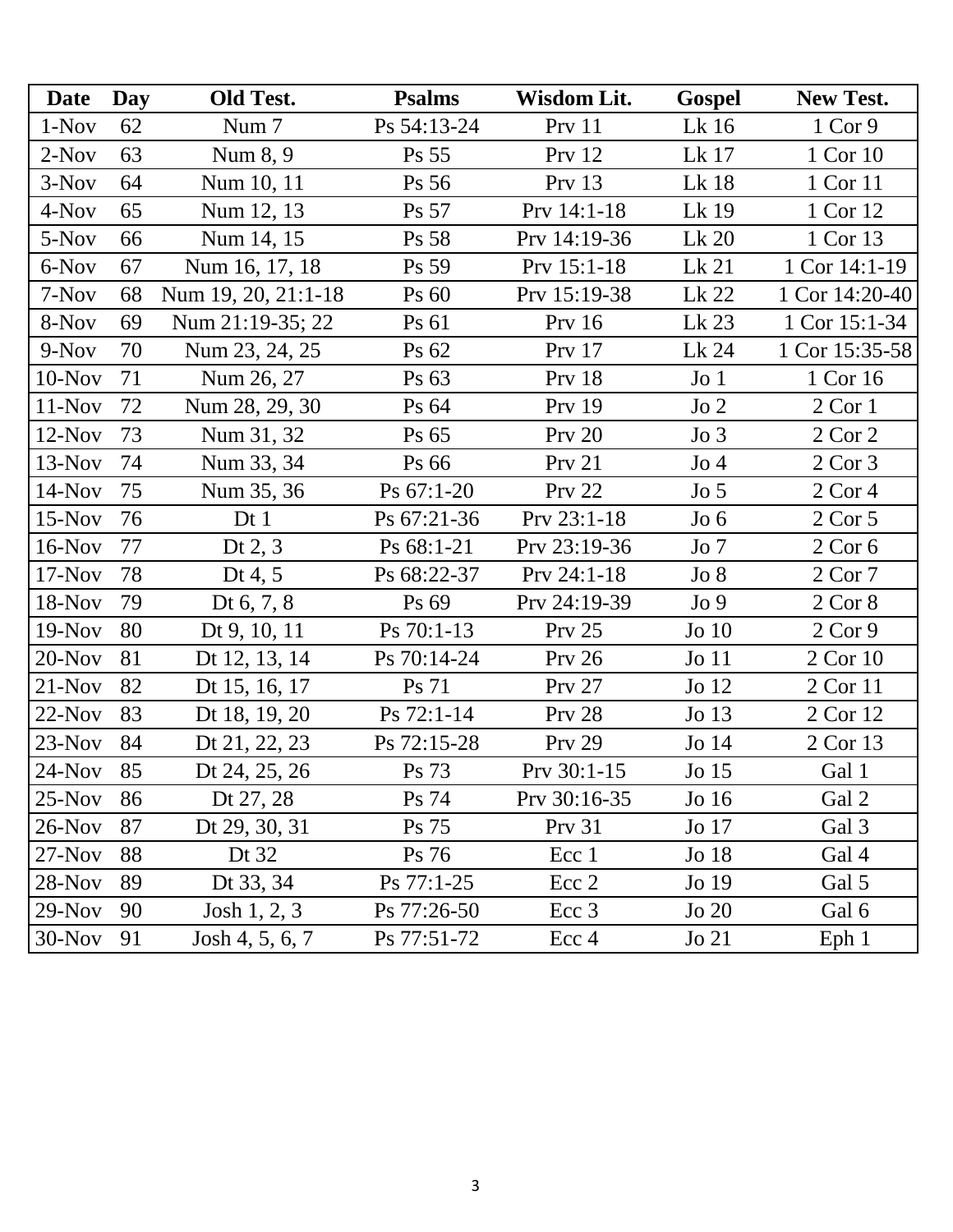| Date | Day | Old Test. | Psalms | Wisdom Lit. | Gospel | New Test. |
|---|---|---|---|---|---|---|
| 1-Nov | 62 | Num 7 | Ps 54:13-24 | Prv 11 | Lk 16 | 1 Cor 9 |
| 2-Nov | 63 | Num 8, 9 | Ps 55 | Prv 12 | Lk 17 | 1 Cor 10 |
| 3-Nov | 64 | Num 10, 11 | Ps 56 | Prv 13 | Lk 18 | 1 Cor 11 |
| 4-Nov | 65 | Num 12, 13 | Ps 57 | Prv 14:1-18 | Lk 19 | 1 Cor 12 |
| 5-Nov | 66 | Num 14, 15 | Ps 58 | Prv 14:19-36 | Lk 20 | 1 Cor 13 |
| 6-Nov | 67 | Num 16, 17, 18 | Ps 59 | Prv 15:1-18 | Lk 21 | 1 Cor 14:1-19 |
| 7-Nov | 68 | Num 19, 20, 21:1-18 | Ps 60 | Prv 15:19-38 | Lk 22 | 1 Cor 14:20-40 |
| 8-Nov | 69 | Num 21:19-35; 22 | Ps 61 | Prv 16 | Lk 23 | 1 Cor 15:1-34 |
| 9-Nov | 70 | Num 23, 24, 25 | Ps 62 | Prv 17 | Lk 24 | 1 Cor 15:35-58 |
| 10-Nov | 71 | Num 26, 27 | Ps 63 | Prv 18 | Jo 1 | 1 Cor 16 |
| 11-Nov | 72 | Num 28, 29, 30 | Ps 64 | Prv 19 | Jo 2 | 2 Cor 1 |
| 12-Nov | 73 | Num 31, 32 | Ps 65 | Prv 20 | Jo 3 | 2 Cor 2 |
| 13-Nov | 74 | Num 33, 34 | Ps 66 | Prv 21 | Jo 4 | 2 Cor 3 |
| 14-Nov | 75 | Num 35, 36 | Ps 67:1-20 | Prv 22 | Jo 5 | 2 Cor 4 |
| 15-Nov | 76 | Dt 1 | Ps 67:21-36 | Prv 23:1-18 | Jo 6 | 2 Cor 5 |
| 16-Nov | 77 | Dt 2, 3 | Ps 68:1-21 | Prv 23:19-36 | Jo 7 | 2 Cor 6 |
| 17-Nov | 78 | Dt 4, 5 | Ps 68:22-37 | Prv 24:1-18 | Jo 8 | 2 Cor 7 |
| 18-Nov | 79 | Dt 6, 7, 8 | Ps 69 | Prv 24:19-39 | Jo 9 | 2 Cor 8 |
| 19-Nov | 80 | Dt 9, 10, 11 | Ps 70:1-13 | Prv 25 | Jo 10 | 2 Cor 9 |
| 20-Nov | 81 | Dt 12, 13, 14 | Ps 70:14-24 | Prv 26 | Jo 11 | 2 Cor 10 |
| 21-Nov | 82 | Dt 15, 16, 17 | Ps 71 | Prv 27 | Jo 12 | 2 Cor 11 |
| 22-Nov | 83 | Dt 18, 19, 20 | Ps 72:1-14 | Prv 28 | Jo 13 | 2 Cor 12 |
| 23-Nov | 84 | Dt 21, 22, 23 | Ps 72:15-28 | Prv 29 | Jo 14 | 2 Cor 13 |
| 24-Nov | 85 | Dt 24, 25, 26 | Ps 73 | Prv 30:1-15 | Jo 15 | Gal 1 |
| 25-Nov | 86 | Dt 27, 28 | Ps 74 | Prv 30:16-35 | Jo 16 | Gal 2 |
| 26-Nov | 87 | Dt 29, 30, 31 | Ps 75 | Prv 31 | Jo 17 | Gal 3 |
| 27-Nov | 88 | Dt 32 | Ps 76 | Ecc 1 | Jo 18 | Gal 4 |
| 28-Nov | 89 | Dt 33, 34 | Ps 77:1-25 | Ecc 2 | Jo 19 | Gal 5 |
| 29-Nov | 90 | Josh 1, 2, 3 | Ps 77:26-50 | Ecc 3 | Jo 20 | Gal 6 |
| 30-Nov | 91 | Josh 4, 5, 6, 7 | Ps 77:51-72 | Ecc 4 | Jo 21 | Eph 1 |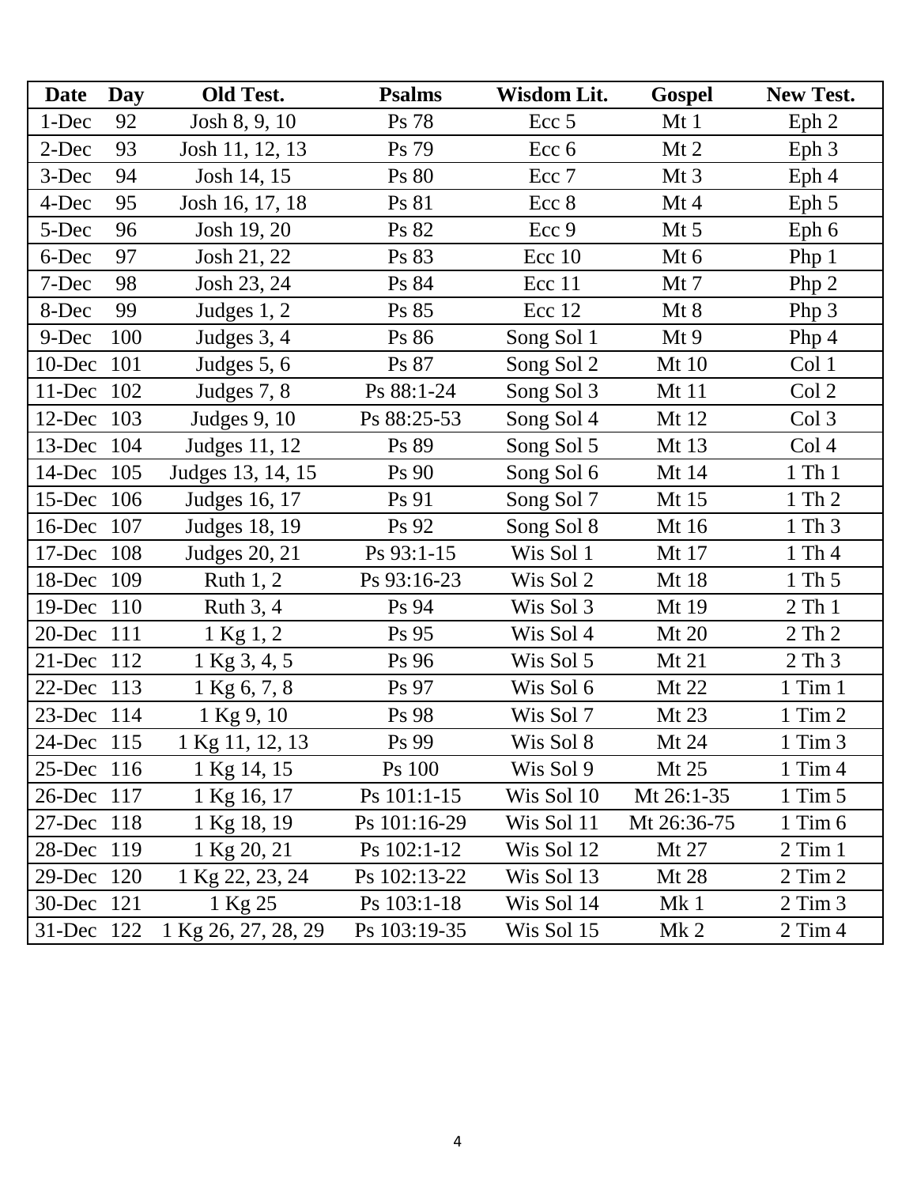| Date | Day | Old Test. | Psalms | Wisdom Lit. | Gospel | New Test. |
|---|---|---|---|---|---|---|
| 1-Dec | 92 | Josh 8, 9, 10 | Ps 78 | Ecc 5 | Mt 1 | Eph 2 |
| 2-Dec | 93 | Josh 11, 12, 13 | Ps 79 | Ecc 6 | Mt 2 | Eph 3 |
| 3-Dec | 94 | Josh 14, 15 | Ps 80 | Ecc 7 | Mt 3 | Eph 4 |
| 4-Dec | 95 | Josh 16, 17, 18 | Ps 81 | Ecc 8 | Mt 4 | Eph 5 |
| 5-Dec | 96 | Josh 19, 20 | Ps 82 | Ecc 9 | Mt 5 | Eph 6 |
| 6-Dec | 97 | Josh 21, 22 | Ps 83 | Ecc 10 | Mt 6 | Php 1 |
| 7-Dec | 98 | Josh 23, 24 | Ps 84 | Ecc 11 | Mt 7 | Php 2 |
| 8-Dec | 99 | Judges 1, 2 | Ps 85 | Ecc 12 | Mt 8 | Php 3 |
| 9-Dec | 100 | Judges 3, 4 | Ps 86 | Song Sol 1 | Mt 9 | Php 4 |
| 10-Dec | 101 | Judges 5, 6 | Ps 87 | Song Sol 2 | Mt 10 | Col 1 |
| 11-Dec | 102 | Judges 7, 8 | Ps 88:1-24 | Song Sol 3 | Mt 11 | Col 2 |
| 12-Dec | 103 | Judges 9, 10 | Ps 88:25-53 | Song Sol 4 | Mt 12 | Col 3 |
| 13-Dec | 104 | Judges 11, 12 | Ps 89 | Song Sol 5 | Mt 13 | Col 4 |
| 14-Dec | 105 | Judges 13, 14, 15 | Ps 90 | Song Sol 6 | Mt 14 | 1 Th 1 |
| 15-Dec | 106 | Judges 16, 17 | Ps 91 | Song Sol 7 | Mt 15 | 1 Th 2 |
| 16-Dec | 107 | Judges 18, 19 | Ps 92 | Song Sol 8 | Mt 16 | 1 Th 3 |
| 17-Dec | 108 | Judges 20, 21 | Ps 93:1-15 | Wis Sol 1 | Mt 17 | 1 Th 4 |
| 18-Dec | 109 | Ruth 1, 2 | Ps 93:16-23 | Wis Sol 2 | Mt 18 | 1 Th 5 |
| 19-Dec | 110 | Ruth 3, 4 | Ps 94 | Wis Sol 3 | Mt 19 | 2 Th 1 |
| 20-Dec | 111 | 1 Kg 1, 2 | Ps 95 | Wis Sol 4 | Mt 20 | 2 Th 2 |
| 21-Dec | 112 | 1 Kg 3, 4, 5 | Ps 96 | Wis Sol 5 | Mt 21 | 2 Th 3 |
| 22-Dec | 113 | 1 Kg 6, 7, 8 | Ps 97 | Wis Sol 6 | Mt 22 | 1 Tim 1 |
| 23-Dec | 114 | 1 Kg 9, 10 | Ps 98 | Wis Sol 7 | Mt 23 | 1 Tim 2 |
| 24-Dec | 115 | 1 Kg 11, 12, 13 | Ps 99 | Wis Sol 8 | Mt 24 | 1 Tim 3 |
| 25-Dec | 116 | 1 Kg 14, 15 | Ps 100 | Wis Sol 9 | Mt 25 | 1 Tim 4 |
| 26-Dec | 117 | 1 Kg 16, 17 | Ps 101:1-15 | Wis Sol 10 | Mt 26:1-35 | 1 Tim 5 |
| 27-Dec | 118 | 1 Kg 18, 19 | Ps 101:16-29 | Wis Sol 11 | Mt 26:36-75 | 1 Tim 6 |
| 28-Dec | 119 | 1 Kg 20, 21 | Ps 102:1-12 | Wis Sol 12 | Mt 27 | 2 Tim 1 |
| 29-Dec | 120 | 1 Kg 22, 23, 24 | Ps 102:13-22 | Wis Sol 13 | Mt 28 | 2 Tim 2 |
| 30-Dec | 121 | 1 Kg 25 | Ps 103:1-18 | Wis Sol 14 | Mk 1 | 2 Tim 3 |
| 31-Dec | 122 | 1 Kg 26, 27, 28, 29 | Ps 103:19-35 | Wis Sol 15 | Mk 2 | 2 Tim 4 |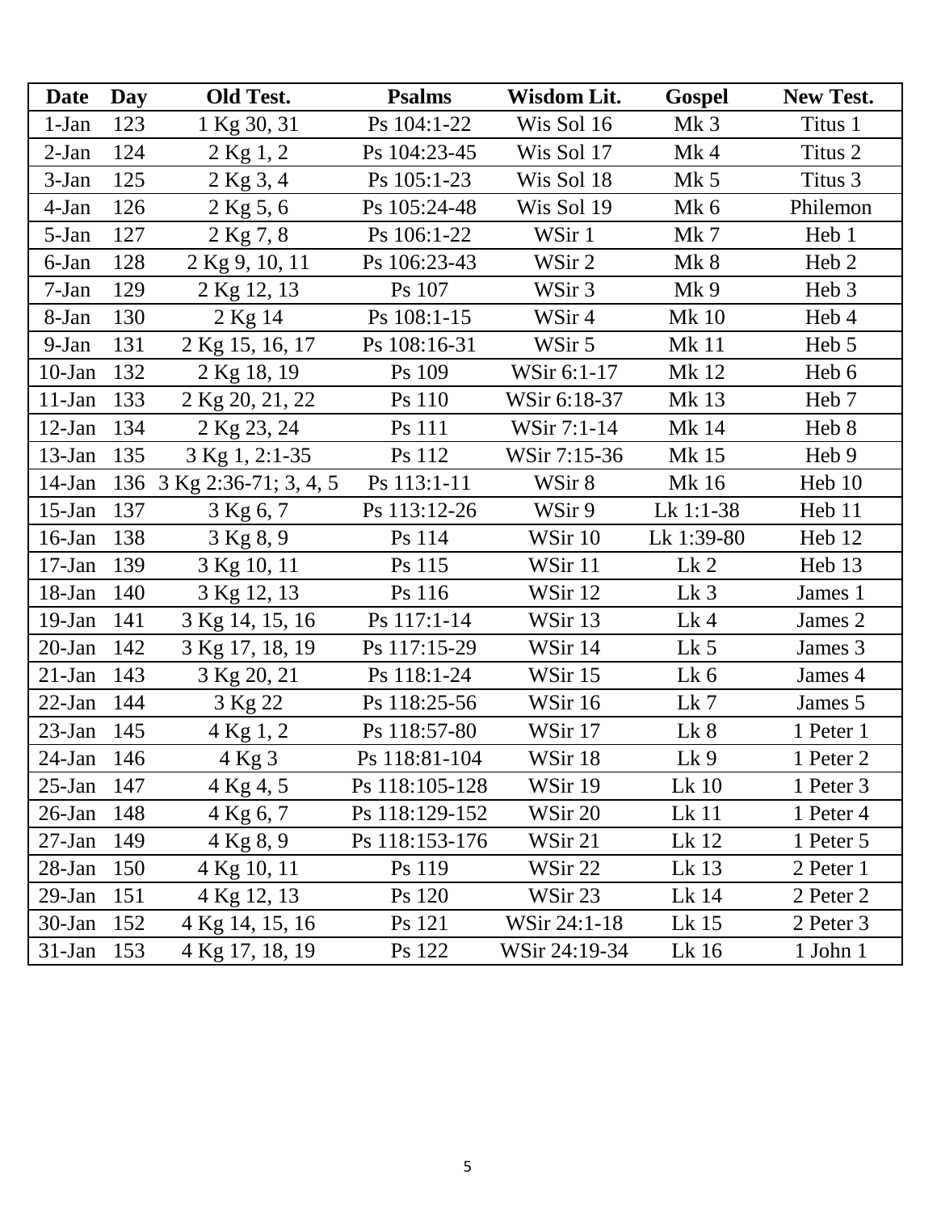| Date | Day | Old Test. | Psalms | Wisdom Lit. | Gospel | New Test. |
|---|---|---|---|---|---|---|
| 1-Jan | 123 | 1 Kg 30, 31 | Ps 104:1-22 | Wis Sol 16 | Mk 3 | Titus 1 |
| 2-Jan | 124 | 2 Kg 1, 2 | Ps 104:23-45 | Wis Sol 17 | Mk 4 | Titus 2 |
| 3-Jan | 125 | 2 Kg 3, 4 | Ps 105:1-23 | Wis Sol 18 | Mk 5 | Titus 3 |
| 4-Jan | 126 | 2 Kg 5, 6 | Ps 105:24-48 | Wis Sol 19 | Mk 6 | Philemon |
| 5-Jan | 127 | 2 Kg 7, 8 | Ps 106:1-22 | WSir 1 | Mk 7 | Heb 1 |
| 6-Jan | 128 | 2 Kg 9, 10, 11 | Ps 106:23-43 | WSir 2 | Mk 8 | Heb 2 |
| 7-Jan | 129 | 2 Kg 12, 13 | Ps 107 | WSir 3 | Mk 9 | Heb 3 |
| 8-Jan | 130 | 2 Kg 14 | Ps 108:1-15 | WSir 4 | Mk 10 | Heb 4 |
| 9-Jan | 131 | 2 Kg 15, 16, 17 | Ps 108:16-31 | WSir 5 | Mk 11 | Heb 5 |
| 10-Jan | 132 | 2 Kg 18, 19 | Ps 109 | WSir 6:1-17 | Mk 12 | Heb 6 |
| 11-Jan | 133 | 2 Kg 20, 21, 22 | Ps 110 | WSir 6:18-37 | Mk 13 | Heb 7 |
| 12-Jan | 134 | 2 Kg 23, 24 | Ps 111 | WSir 7:1-14 | Mk 14 | Heb 8 |
| 13-Jan | 135 | 3 Kg 1, 2:1-35 | Ps 112 | WSir 7:15-36 | Mk 15 | Heb 9 |
| 14-Jan | 136 | 3 Kg 2:36-71; 3, 4, 5 | Ps 113:1-11 | WSir 8 | Mk 16 | Heb 10 |
| 15-Jan | 137 | 3 Kg 6, 7 | Ps 113:12-26 | WSir 9 | Lk 1:1-38 | Heb 11 |
| 16-Jan | 138 | 3 Kg 8, 9 | Ps 114 | WSir 10 | Lk 1:39-80 | Heb 12 |
| 17-Jan | 139 | 3 Kg 10, 11 | Ps 115 | WSir 11 | Lk 2 | Heb 13 |
| 18-Jan | 140 | 3 Kg 12, 13 | Ps 116 | WSir 12 | Lk 3 | James 1 |
| 19-Jan | 141 | 3 Kg 14, 15, 16 | Ps 117:1-14 | WSir 13 | Lk 4 | James 2 |
| 20-Jan | 142 | 3 Kg 17, 18, 19 | Ps 117:15-29 | WSir 14 | Lk 5 | James 3 |
| 21-Jan | 143 | 3 Kg 20, 21 | Ps 118:1-24 | WSir 15 | Lk 6 | James 4 |
| 22-Jan | 144 | 3 Kg 22 | Ps 118:25-56 | WSir 16 | Lk 7 | James 5 |
| 23-Jan | 145 | 4 Kg 1, 2 | Ps 118:57-80 | WSir 17 | Lk 8 | 1 Peter 1 |
| 24-Jan | 146 | 4 Kg 3 | Ps 118:81-104 | WSir 18 | Lk 9 | 1 Peter 2 |
| 25-Jan | 147 | 4 Kg 4, 5 | Ps 118:105-128 | WSir 19 | Lk 10 | 1 Peter 3 |
| 26-Jan | 148 | 4 Kg 6, 7 | Ps 118:129-152 | WSir 20 | Lk 11 | 1 Peter 4 |
| 27-Jan | 149 | 4 Kg 8, 9 | Ps 118:153-176 | WSir 21 | Lk 12 | 1 Peter 5 |
| 28-Jan | 150 | 4 Kg 10, 11 | Ps 119 | WSir 22 | Lk 13 | 2 Peter 1 |
| 29-Jan | 151 | 4 Kg 12, 13 | Ps 120 | WSir 23 | Lk 14 | 2 Peter 2 |
| 30-Jan | 152 | 4 Kg 14, 15, 16 | Ps 121 | WSir 24:1-18 | Lk 15 | 2 Peter 3 |
| 31-Jan | 153 | 4 Kg 17, 18, 19 | Ps 122 | WSir 24:19-34 | Lk 16 | 1 John 1 |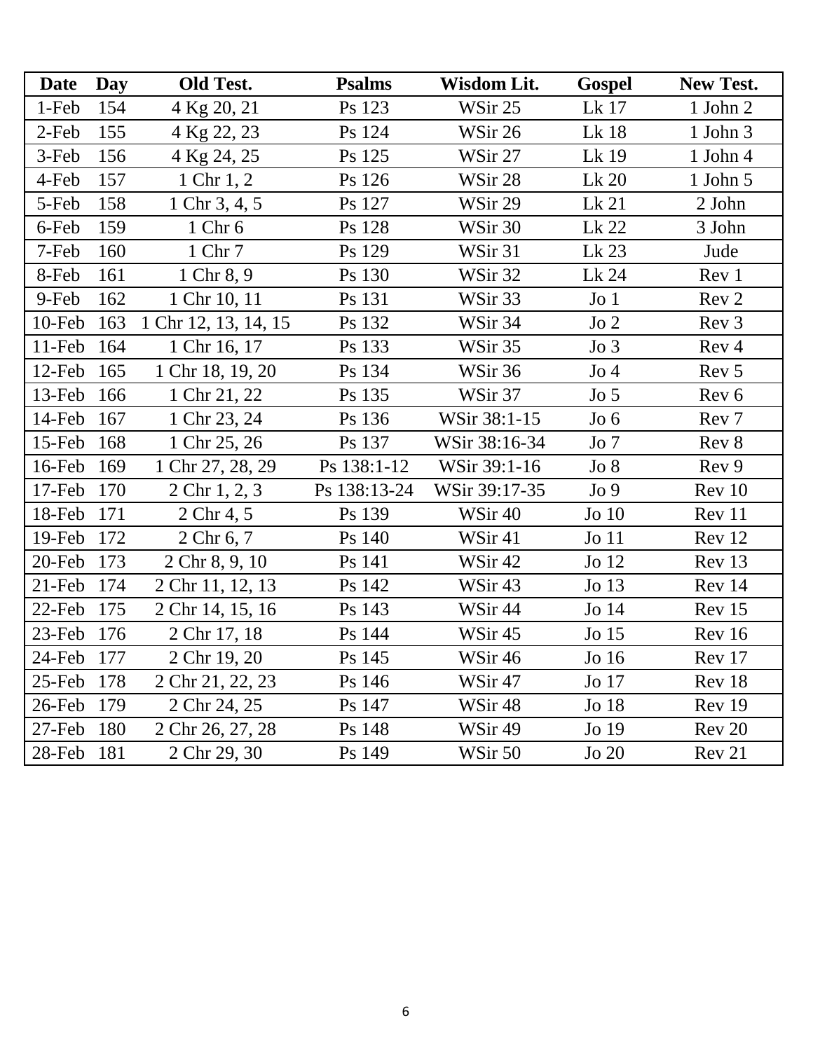| Date | Day | Old Test. | Psalms | Wisdom Lit. | Gospel | New Test. |
|---|---|---|---|---|---|---|
| 1-Feb | 154 | 4 Kg 20, 21 | Ps 123 | WSir 25 | Lk 17 | 1 John 2 |
| 2-Feb | 155 | 4 Kg 22, 23 | Ps 124 | WSir 26 | Lk 18 | 1 John 3 |
| 3-Feb | 156 | 4 Kg 24, 25 | Ps 125 | WSir 27 | Lk 19 | 1 John 4 |
| 4-Feb | 157 | 1 Chr 1, 2 | Ps 126 | WSir 28 | Lk 20 | 1 John 5 |
| 5-Feb | 158 | 1 Chr 3, 4, 5 | Ps 127 | WSir 29 | Lk 21 | 2 John |
| 6-Feb | 159 | 1 Chr 6 | Ps 128 | WSir 30 | Lk 22 | 3 John |
| 7-Feb | 160 | 1 Chr 7 | Ps 129 | WSir 31 | Lk 23 | Jude |
| 8-Feb | 161 | 1 Chr 8, 9 | Ps 130 | WSir 32 | Lk 24 | Rev 1 |
| 9-Feb | 162 | 1 Chr 10, 11 | Ps 131 | WSir 33 | Jo 1 | Rev 2 |
| 10-Feb | 163 | 1 Chr 12, 13, 14, 15 | Ps 132 | WSir 34 | Jo 2 | Rev 3 |
| 11-Feb | 164 | 1 Chr 16, 17 | Ps 133 | WSir 35 | Jo 3 | Rev 4 |
| 12-Feb | 165 | 1 Chr 18, 19, 20 | Ps 134 | WSir 36 | Jo 4 | Rev 5 |
| 13-Feb | 166 | 1 Chr 21, 22 | Ps 135 | WSir 37 | Jo 5 | Rev 6 |
| 14-Feb | 167 | 1 Chr 23, 24 | Ps 136 | WSir 38:1-15 | Jo 6 | Rev 7 |
| 15-Feb | 168 | 1 Chr 25, 26 | Ps 137 | WSir 38:16-34 | Jo 7 | Rev 8 |
| 16-Feb | 169 | 1 Chr 27, 28, 29 | Ps 138:1-12 | WSir 39:1-16 | Jo 8 | Rev 9 |
| 17-Feb | 170 | 2 Chr 1, 2, 3 | Ps 138:13-24 | WSir 39:17-35 | Jo 9 | Rev 10 |
| 18-Feb | 171 | 2 Chr 4, 5 | Ps 139 | WSir 40 | Jo 10 | Rev 11 |
| 19-Feb | 172 | 2 Chr 6, 7 | Ps 140 | WSir 41 | Jo 11 | Rev 12 |
| 20-Feb | 173 | 2 Chr 8, 9, 10 | Ps 141 | WSir 42 | Jo 12 | Rev 13 |
| 21-Feb | 174 | 2 Chr 11, 12, 13 | Ps 142 | WSir 43 | Jo 13 | Rev 14 |
| 22-Feb | 175 | 2 Chr 14, 15, 16 | Ps 143 | WSir 44 | Jo 14 | Rev 15 |
| 23-Feb | 176 | 2 Chr 17, 18 | Ps 144 | WSir 45 | Jo 15 | Rev 16 |
| 24-Feb | 177 | 2 Chr 19, 20 | Ps 145 | WSir 46 | Jo 16 | Rev 17 |
| 25-Feb | 178 | 2 Chr 21, 22, 23 | Ps 146 | WSir 47 | Jo 17 | Rev 18 |
| 26-Feb | 179 | 2 Chr 24, 25 | Ps 147 | WSir 48 | Jo 18 | Rev 19 |
| 27-Feb | 180 | 2 Chr 26, 27, 28 | Ps 148 | WSir 49 | Jo 19 | Rev 20 |
| 28-Feb | 181 | 2 Chr 29, 30 | Ps 149 | WSir 50 | Jo 20 | Rev 21 |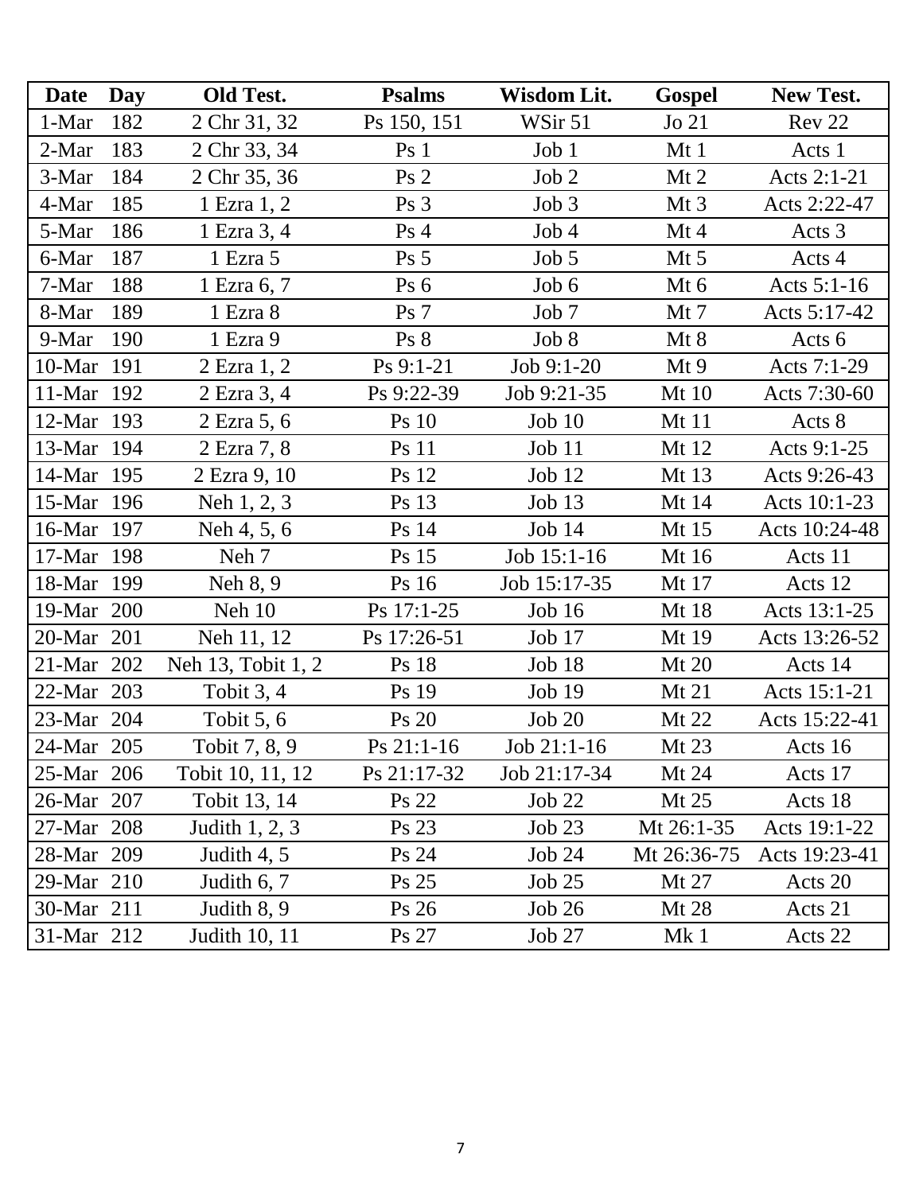| Date | Day | Old Test. | Psalms | Wisdom Lit. | Gospel | New Test. |
|---|---|---|---|---|---|---|
| 1-Mar | 182 | 2 Chr 31, 32 | Ps 150, 151 | WSir 51 | Jo 21 | Rev 22 |
| 2-Mar | 183 | 2 Chr 33, 34 | Ps 1 | Job 1 | Mt 1 | Acts 1 |
| 3-Mar | 184 | 2 Chr 35, 36 | Ps 2 | Job 2 | Mt 2 | Acts 2:1-21 |
| 4-Mar | 185 | 1 Ezra 1, 2 | Ps 3 | Job 3 | Mt 3 | Acts 2:22-47 |
| 5-Mar | 186 | 1 Ezra 3, 4 | Ps 4 | Job 4 | Mt 4 | Acts 3 |
| 6-Mar | 187 | 1 Ezra 5 | Ps 5 | Job 5 | Mt 5 | Acts 4 |
| 7-Mar | 188 | 1 Ezra 6, 7 | Ps 6 | Job 6 | Mt 6 | Acts 5:1-16 |
| 8-Mar | 189 | 1 Ezra 8 | Ps 7 | Job 7 | Mt 7 | Acts 5:17-42 |
| 9-Mar | 190 | 1 Ezra 9 | Ps 8 | Job 8 | Mt 8 | Acts 6 |
| 10-Mar | 191 | 2 Ezra 1, 2 | Ps 9:1-21 | Job 9:1-20 | Mt 9 | Acts 7:1-29 |
| 11-Mar | 192 | 2 Ezra 3, 4 | Ps 9:22-39 | Job 9:21-35 | Mt 10 | Acts 7:30-60 |
| 12-Mar | 193 | 2 Ezra 5, 6 | Ps 10 | Job 10 | Mt 11 | Acts 8 |
| 13-Mar | 194 | 2 Ezra 7, 8 | Ps 11 | Job 11 | Mt 12 | Acts 9:1-25 |
| 14-Mar | 195 | 2 Ezra 9, 10 | Ps 12 | Job 12 | Mt 13 | Acts 9:26-43 |
| 15-Mar | 196 | Neh 1, 2, 3 | Ps 13 | Job 13 | Mt 14 | Acts 10:1-23 |
| 16-Mar | 197 | Neh 4, 5, 6 | Ps 14 | Job 14 | Mt 15 | Acts 10:24-48 |
| 17-Mar | 198 | Neh 7 | Ps 15 | Job 15:1-16 | Mt 16 | Acts 11 |
| 18-Mar | 199 | Neh 8, 9 | Ps 16 | Job 15:17-35 | Mt 17 | Acts 12 |
| 19-Mar | 200 | Neh 10 | Ps 17:1-25 | Job 16 | Mt 18 | Acts 13:1-25 |
| 20-Mar | 201 | Neh 11, 12 | Ps 17:26-51 | Job 17 | Mt 19 | Acts 13:26-52 |
| 21-Mar | 202 | Neh 13, Tobit 1, 2 | Ps 18 | Job 18 | Mt 20 | Acts 14 |
| 22-Mar | 203 | Tobit 3, 4 | Ps 19 | Job 19 | Mt 21 | Acts 15:1-21 |
| 23-Mar | 204 | Tobit 5, 6 | Ps 20 | Job 20 | Mt 22 | Acts 15:22-41 |
| 24-Mar | 205 | Tobit 7, 8, 9 | Ps 21:1-16 | Job 21:1-16 | Mt 23 | Acts 16 |
| 25-Mar | 206 | Tobit 10, 11, 12 | Ps 21:17-32 | Job 21:17-34 | Mt 24 | Acts 17 |
| 26-Mar | 207 | Tobit 13, 14 | Ps 22 | Job 22 | Mt 25 | Acts 18 |
| 27-Mar | 208 | Judith 1, 2, 3 | Ps 23 | Job 23 | Mt 26:1-35 | Acts 19:1-22 |
| 28-Mar | 209 | Judith 4, 5 | Ps 24 | Job 24 | Mt 26:36-75 | Acts 19:23-41 |
| 29-Mar | 210 | Judith 6, 7 | Ps 25 | Job 25 | Mt 27 | Acts 20 |
| 30-Mar | 211 | Judith 8, 9 | Ps 26 | Job 26 | Mt 28 | Acts 21 |
| 31-Mar | 212 | Judith 10, 11 | Ps 27 | Job 27 | Mk 1 | Acts 22 |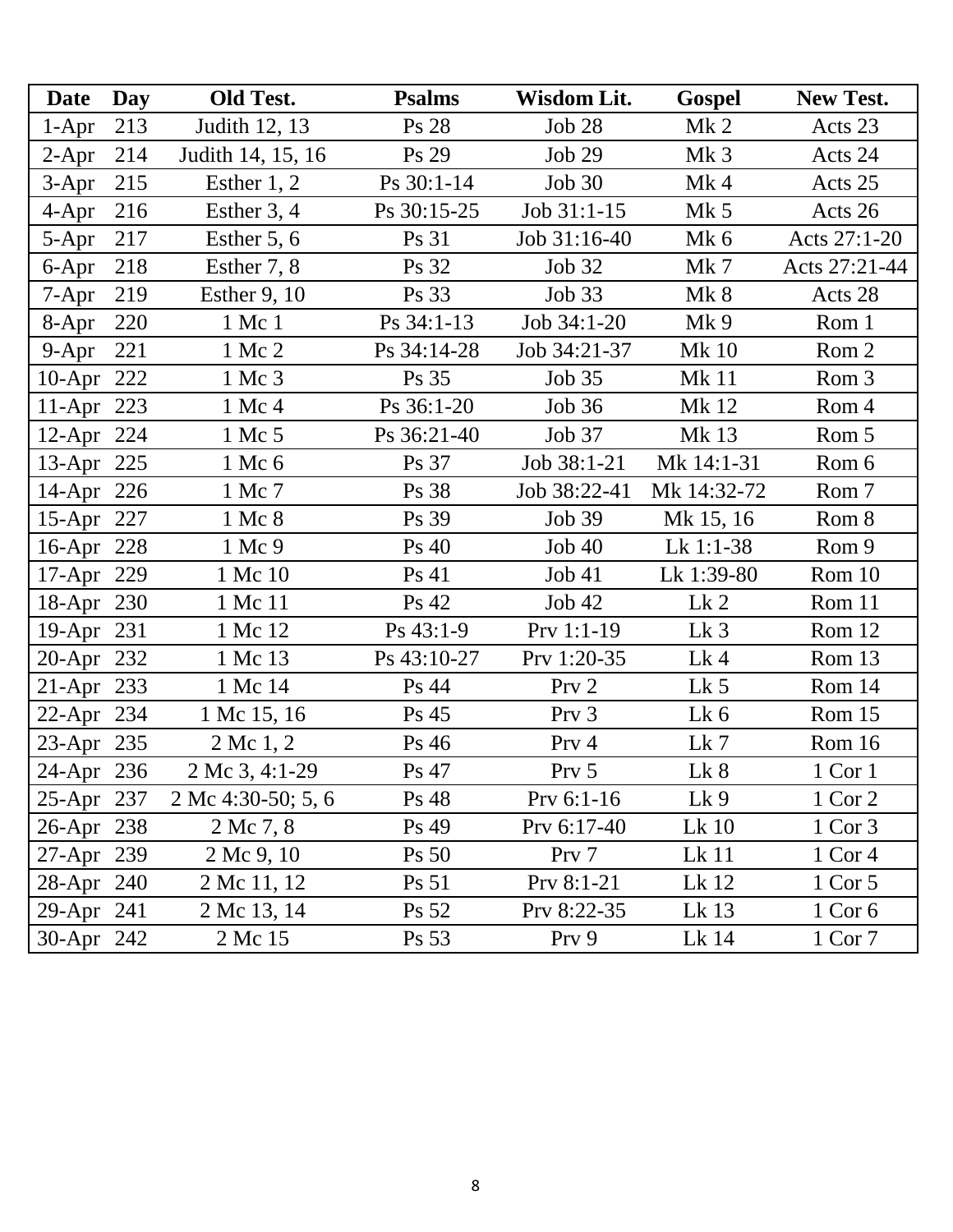| Date | Day | Old Test. | Psalms | Wisdom Lit. | Gospel | New Test. |
|---|---|---|---|---|---|---|
| 1-Apr | 213 | Judith 12, 13 | Ps 28 | Job 28 | Mk 2 | Acts 23 |
| 2-Apr | 214 | Judith 14, 15, 16 | Ps 29 | Job 29 | Mk 3 | Acts 24 |
| 3-Apr | 215 | Esther 1, 2 | Ps 30:1-14 | Job 30 | Mk 4 | Acts 25 |
| 4-Apr | 216 | Esther 3, 4 | Ps 30:15-25 | Job 31:1-15 | Mk 5 | Acts 26 |
| 5-Apr | 217 | Esther 5, 6 | Ps 31 | Job 31:16-40 | Mk 6 | Acts 27:1-20 |
| 6-Apr | 218 | Esther 7, 8 | Ps 32 | Job 32 | Mk 7 | Acts 27:21-44 |
| 7-Apr | 219 | Esther 9, 10 | Ps 33 | Job 33 | Mk 8 | Acts 28 |
| 8-Apr | 220 | 1 Mc 1 | Ps 34:1-13 | Job 34:1-20 | Mk 9 | Rom 1 |
| 9-Apr | 221 | 1 Mc 2 | Ps 34:14-28 | Job 34:21-37 | Mk 10 | Rom 2 |
| 10-Apr | 222 | 1 Mc 3 | Ps 35 | Job 35 | Mk 11 | Rom 3 |
| 11-Apr | 223 | 1 Mc 4 | Ps 36:1-20 | Job 36 | Mk 12 | Rom 4 |
| 12-Apr | 224 | 1 Mc 5 | Ps 36:21-40 | Job 37 | Mk 13 | Rom 5 |
| 13-Apr | 225 | 1 Mc 6 | Ps 37 | Job 38:1-21 | Mk 14:1-31 | Rom 6 |
| 14-Apr | 226 | 1 Mc 7 | Ps 38 | Job 38:22-41 | Mk 14:32-72 | Rom 7 |
| 15-Apr | 227 | 1 Mc 8 | Ps 39 | Job 39 | Mk 15, 16 | Rom 8 |
| 16-Apr | 228 | 1 Mc 9 | Ps 40 | Job 40 | Lk 1:1-38 | Rom 9 |
| 17-Apr | 229 | 1 Mc 10 | Ps 41 | Job 41 | Lk 1:39-80 | Rom 10 |
| 18-Apr | 230 | 1 Mc 11 | Ps 42 | Job 42 | Lk 2 | Rom 11 |
| 19-Apr | 231 | 1 Mc 12 | Ps 43:1-9 | Prv 1:1-19 | Lk 3 | Rom 12 |
| 20-Apr | 232 | 1 Mc 13 | Ps 43:10-27 | Prv 1:20-35 | Lk 4 | Rom 13 |
| 21-Apr | 233 | 1 Mc 14 | Ps 44 | Prv 2 | Lk 5 | Rom 14 |
| 22-Apr | 234 | 1 Mc 15, 16 | Ps 45 | Prv 3 | Lk 6 | Rom 15 |
| 23-Apr | 235 | 2 Mc 1, 2 | Ps 46 | Prv 4 | Lk 7 | Rom 16 |
| 24-Apr | 236 | 2 Mc 3, 4:1-29 | Ps 47 | Prv 5 | Lk 8 | 1 Cor 1 |
| 25-Apr | 237 | 2 Mc 4:30-50; 5, 6 | Ps 48 | Prv 6:1-16 | Lk 9 | 1 Cor 2 |
| 26-Apr | 238 | 2 Mc 7, 8 | Ps 49 | Prv 6:17-40 | Lk 10 | 1 Cor 3 |
| 27-Apr | 239 | 2 Mc 9, 10 | Ps 50 | Prv 7 | Lk 11 | 1 Cor 4 |
| 28-Apr | 240 | 2 Mc 11, 12 | Ps 51 | Prv 8:1-21 | Lk 12 | 1 Cor 5 |
| 29-Apr | 241 | 2 Mc 13, 14 | Ps 52 | Prv 8:22-35 | Lk 13 | 1 Cor 6 |
| 30-Apr | 242 | 2 Mc 15 | Ps 53 | Prv 9 | Lk 14 | 1 Cor 7 |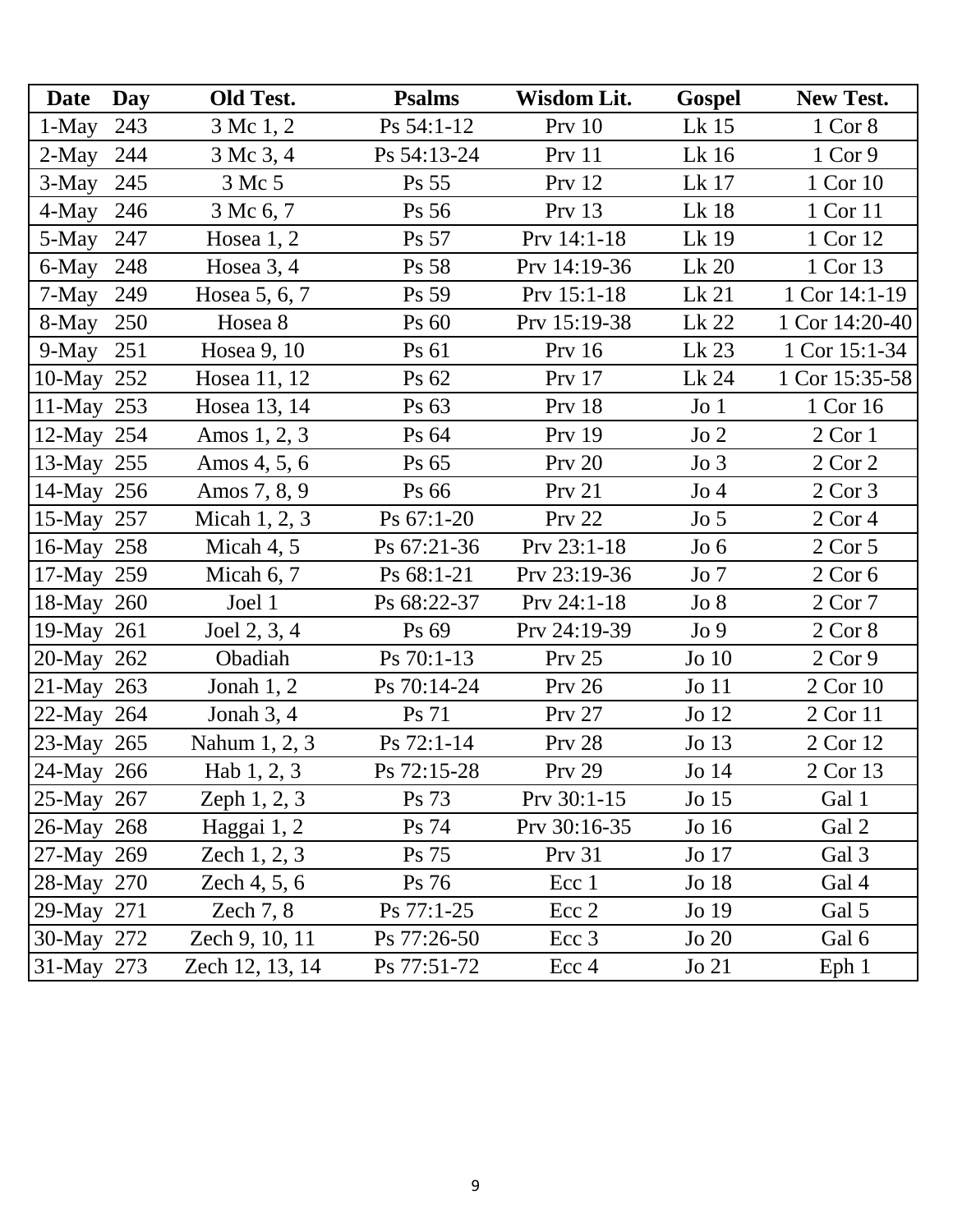| Date | Day | Old Test. | Psalms | Wisdom Lit. | Gospel | New Test. |
|---|---|---|---|---|---|---|
| 1-May | 243 | 3 Mc 1, 2 | Ps 54:1-12 | Prv 10 | Lk 15 | 1 Cor 8 |
| 2-May | 244 | 3 Mc 3, 4 | Ps 54:13-24 | Prv 11 | Lk 16 | 1 Cor 9 |
| 3-May | 245 | 3 Mc 5 | Ps 55 | Prv 12 | Lk 17 | 1 Cor 10 |
| 4-May | 246 | 3 Mc 6, 7 | Ps 56 | Prv 13 | Lk 18 | 1 Cor 11 |
| 5-May | 247 | Hosea 1, 2 | Ps 57 | Prv 14:1-18 | Lk 19 | 1 Cor 12 |
| 6-May | 248 | Hosea 3, 4 | Ps 58 | Prv 14:19-36 | Lk 20 | 1 Cor 13 |
| 7-May | 249 | Hosea 5, 6, 7 | Ps 59 | Prv 15:1-18 | Lk 21 | 1 Cor 14:1-19 |
| 8-May | 250 | Hosea 8 | Ps 60 | Prv 15:19-38 | Lk 22 | 1 Cor 14:20-40 |
| 9-May | 251 | Hosea 9, 10 | Ps 61 | Prv 16 | Lk 23 | 1 Cor 15:1-34 |
| 10-May | 252 | Hosea 11, 12 | Ps 62 | Prv 17 | Lk 24 | 1 Cor 15:35-58 |
| 11-May | 253 | Hosea 13, 14 | Ps 63 | Prv 18 | Jo 1 | 1 Cor 16 |
| 12-May | 254 | Amos 1, 2, 3 | Ps 64 | Prv 19 | Jo 2 | 2 Cor 1 |
| 13-May | 255 | Amos 4, 5, 6 | Ps 65 | Prv 20 | Jo 3 | 2 Cor 2 |
| 14-May | 256 | Amos 7, 8, 9 | Ps 66 | Prv 21 | Jo 4 | 2 Cor 3 |
| 15-May | 257 | Micah 1, 2, 3 | Ps 67:1-20 | Prv 22 | Jo 5 | 2 Cor 4 |
| 16-May | 258 | Micah 4, 5 | Ps 67:21-36 | Prv 23:1-18 | Jo 6 | 2 Cor 5 |
| 17-May | 259 | Micah 6, 7 | Ps 68:1-21 | Prv 23:19-36 | Jo 7 | 2 Cor 6 |
| 18-May | 260 | Joel 1 | Ps 68:22-37 | Prv 24:1-18 | Jo 8 | 2 Cor 7 |
| 19-May | 261 | Joel 2, 3, 4 | Ps 69 | Prv 24:19-39 | Jo 9 | 2 Cor 8 |
| 20-May | 262 | Obadiah | Ps 70:1-13 | Prv 25 | Jo 10 | 2 Cor 9 |
| 21-May | 263 | Jonah 1, 2 | Ps 70:14-24 | Prv 26 | Jo 11 | 2 Cor 10 |
| 22-May | 264 | Jonah 3, 4 | Ps 71 | Prv 27 | Jo 12 | 2 Cor 11 |
| 23-May | 265 | Nahum 1, 2, 3 | Ps 72:1-14 | Prv 28 | Jo 13 | 2 Cor 12 |
| 24-May | 266 | Hab 1, 2, 3 | Ps 72:15-28 | Prv 29 | Jo 14 | 2 Cor 13 |
| 25-May | 267 | Zeph 1, 2, 3 | Ps 73 | Prv 30:1-15 | Jo 15 | Gal 1 |
| 26-May | 268 | Haggai 1, 2 | Ps 74 | Prv 30:16-35 | Jo 16 | Gal 2 |
| 27-May | 269 | Zech 1, 2, 3 | Ps 75 | Prv 31 | Jo 17 | Gal 3 |
| 28-May | 270 | Zech 4, 5, 6 | Ps 76 | Ecc 1 | Jo 18 | Gal 4 |
| 29-May | 271 | Zech 7, 8 | Ps 77:1-25 | Ecc 2 | Jo 19 | Gal 5 |
| 30-May | 272 | Zech 9, 10, 11 | Ps 77:26-50 | Ecc 3 | Jo 20 | Gal 6 |
| 31-May | 273 | Zech 12, 13, 14 | Ps 77:51-72 | Ecc 4 | Jo 21 | Eph 1 |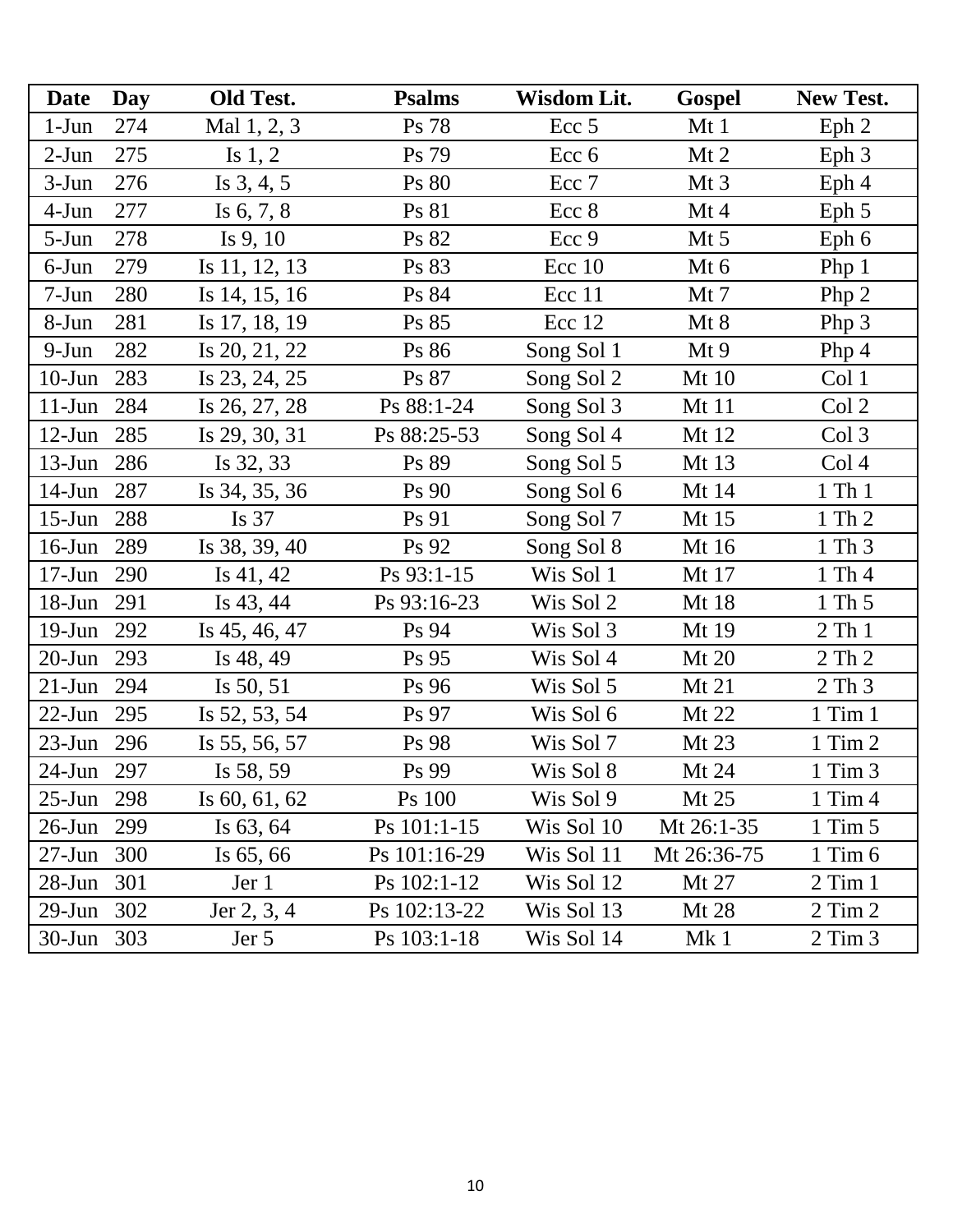| Date | Day | Old Test. | Psalms | Wisdom Lit. | Gospel | New Test. |
|---|---|---|---|---|---|---|
| 1-Jun | 274 | Mal 1, 2, 3 | Ps 78 | Ecc 5 | Mt 1 | Eph 2 |
| 2-Jun | 275 | Is 1, 2 | Ps 79 | Ecc 6 | Mt 2 | Eph 3 |
| 3-Jun | 276 | Is 3, 4, 5 | Ps 80 | Ecc 7 | Mt 3 | Eph 4 |
| 4-Jun | 277 | Is 6, 7, 8 | Ps 81 | Ecc 8 | Mt 4 | Eph 5 |
| 5-Jun | 278 | Is 9, 10 | Ps 82 | Ecc 9 | Mt 5 | Eph 6 |
| 6-Jun | 279 | Is 11, 12, 13 | Ps 83 | Ecc 10 | Mt 6 | Php 1 |
| 7-Jun | 280 | Is 14, 15, 16 | Ps 84 | Ecc 11 | Mt 7 | Php 2 |
| 8-Jun | 281 | Is 17, 18, 19 | Ps 85 | Ecc 12 | Mt 8 | Php 3 |
| 9-Jun | 282 | Is 20, 21, 22 | Ps 86 | Song Sol 1 | Mt 9 | Php 4 |
| 10-Jun | 283 | Is 23, 24, 25 | Ps 87 | Song Sol 2 | Mt 10 | Col 1 |
| 11-Jun | 284 | Is 26, 27, 28 | Ps 88:1-24 | Song Sol 3 | Mt 11 | Col 2 |
| 12-Jun | 285 | Is 29, 30, 31 | Ps 88:25-53 | Song Sol 4 | Mt 12 | Col 3 |
| 13-Jun | 286 | Is 32, 33 | Ps 89 | Song Sol 5 | Mt 13 | Col 4 |
| 14-Jun | 287 | Is 34, 35, 36 | Ps 90 | Song Sol 6 | Mt 14 | 1 Th 1 |
| 15-Jun | 288 | Is 37 | Ps 91 | Song Sol 7 | Mt 15 | 1 Th 2 |
| 16-Jun | 289 | Is 38, 39, 40 | Ps 92 | Song Sol 8 | Mt 16 | 1 Th 3 |
| 17-Jun | 290 | Is 41, 42 | Ps 93:1-15 | Wis Sol 1 | Mt 17 | 1 Th 4 |
| 18-Jun | 291 | Is 43, 44 | Ps 93:16-23 | Wis Sol 2 | Mt 18 | 1 Th 5 |
| 19-Jun | 292 | Is 45, 46, 47 | Ps 94 | Wis Sol 3 | Mt 19 | 2 Th 1 |
| 20-Jun | 293 | Is 48, 49 | Ps 95 | Wis Sol 4 | Mt 20 | 2 Th 2 |
| 21-Jun | 294 | Is 50, 51 | Ps 96 | Wis Sol 5 | Mt 21 | 2 Th 3 |
| 22-Jun | 295 | Is 52, 53, 54 | Ps 97 | Wis Sol 6 | Mt 22 | 1 Tim 1 |
| 23-Jun | 296 | Is 55, 56, 57 | Ps 98 | Wis Sol 7 | Mt 23 | 1 Tim 2 |
| 24-Jun | 297 | Is 58, 59 | Ps 99 | Wis Sol 8 | Mt 24 | 1 Tim 3 |
| 25-Jun | 298 | Is 60, 61, 62 | Ps 100 | Wis Sol 9 | Mt 25 | 1 Tim 4 |
| 26-Jun | 299 | Is 63, 64 | Ps 101:1-15 | Wis Sol 10 | Mt 26:1-35 | 1 Tim 5 |
| 27-Jun | 300 | Is 65, 66 | Ps 101:16-29 | Wis Sol 11 | Mt 26:36-75 | 1 Tim 6 |
| 28-Jun | 301 | Jer 1 | Ps 102:1-12 | Wis Sol 12 | Mt 27 | 2 Tim 1 |
| 29-Jun | 302 | Jer 2, 3, 4 | Ps 102:13-22 | Wis Sol 13 | Mt 28 | 2 Tim 2 |
| 30-Jun | 303 | Jer 5 | Ps 103:1-18 | Wis Sol 14 | Mk 1 | 2 Tim 3 |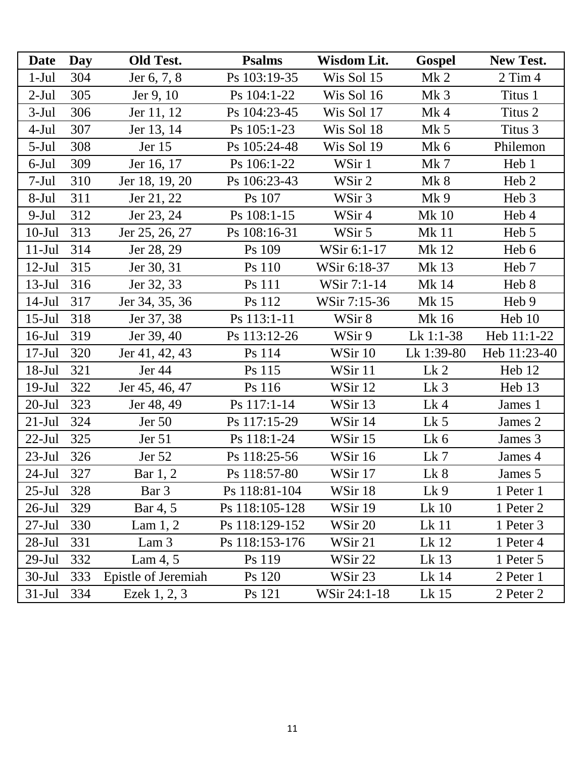| Date | Day | Old Test. | Psalms | Wisdom Lit. | Gospel | New Test. |
|---|---|---|---|---|---|---|
| 1-Jul | 304 | Jer 6, 7, 8 | Ps 103:19-35 | Wis Sol 15 | Mk 2 | 2 Tim 4 |
| 2-Jul | 305 | Jer 9, 10 | Ps 104:1-22 | Wis Sol 16 | Mk 3 | Titus 1 |
| 3-Jul | 306 | Jer 11, 12 | Ps 104:23-45 | Wis Sol 17 | Mk 4 | Titus 2 |
| 4-Jul | 307 | Jer 13, 14 | Ps 105:1-23 | Wis Sol 18 | Mk 5 | Titus 3 |
| 5-Jul | 308 | Jer 15 | Ps 105:24-48 | Wis Sol 19 | Mk 6 | Philemon |
| 6-Jul | 309 | Jer 16, 17 | Ps 106:1-22 | WSir 1 | Mk 7 | Heb 1 |
| 7-Jul | 310 | Jer 18, 19, 20 | Ps 106:23-43 | WSir 2 | Mk 8 | Heb 2 |
| 8-Jul | 311 | Jer 21, 22 | Ps 107 | WSir 3 | Mk 9 | Heb 3 |
| 9-Jul | 312 | Jer 23, 24 | Ps 108:1-15 | WSir 4 | Mk 10 | Heb 4 |
| 10-Jul | 313 | Jer 25, 26, 27 | Ps 108:16-31 | WSir 5 | Mk 11 | Heb 5 |
| 11-Jul | 314 | Jer 28, 29 | Ps 109 | WSir 6:1-17 | Mk 12 | Heb 6 |
| 12-Jul | 315 | Jer 30, 31 | Ps 110 | WSir 6:18-37 | Mk 13 | Heb 7 |
| 13-Jul | 316 | Jer 32, 33 | Ps 111 | WSir 7:1-14 | Mk 14 | Heb 8 |
| 14-Jul | 317 | Jer 34, 35, 36 | Ps 112 | WSir 7:15-36 | Mk 15 | Heb 9 |
| 15-Jul | 318 | Jer 37, 38 | Ps 113:1-11 | WSir 8 | Mk 16 | Heb 10 |
| 16-Jul | 319 | Jer 39, 40 | Ps 113:12-26 | WSir 9 | Lk 1:1-38 | Heb 11:1-22 |
| 17-Jul | 320 | Jer 41, 42, 43 | Ps 114 | WSir 10 | Lk 1:39-80 | Heb 11:23-40 |
| 18-Jul | 321 | Jer 44 | Ps 115 | WSir 11 | Lk 2 | Heb 12 |
| 19-Jul | 322 | Jer 45, 46, 47 | Ps 116 | WSir 12 | Lk 3 | Heb 13 |
| 20-Jul | 323 | Jer 48, 49 | Ps 117:1-14 | WSir 13 | Lk 4 | James 1 |
| 21-Jul | 324 | Jer 50 | Ps 117:15-29 | WSir 14 | Lk 5 | James 2 |
| 22-Jul | 325 | Jer 51 | Ps 118:1-24 | WSir 15 | Lk 6 | James 3 |
| 23-Jul | 326 | Jer 52 | Ps 118:25-56 | WSir 16 | Lk 7 | James 4 |
| 24-Jul | 327 | Bar 1, 2 | Ps 118:57-80 | WSir 17 | Lk 8 | James 5 |
| 25-Jul | 328 | Bar 3 | Ps 118:81-104 | WSir 18 | Lk 9 | 1 Peter 1 |
| 26-Jul | 329 | Bar 4, 5 | Ps 118:105-128 | WSir 19 | Lk 10 | 1 Peter 2 |
| 27-Jul | 330 | Lam 1, 2 | Ps 118:129-152 | WSir 20 | Lk 11 | 1 Peter 3 |
| 28-Jul | 331 | Lam 3 | Ps 118:153-176 | WSir 21 | Lk 12 | 1 Peter 4 |
| 29-Jul | 332 | Lam 4, 5 | Ps 119 | WSir 22 | Lk 13 | 1 Peter 5 |
| 30-Jul | 333 | Epistle of Jeremiah | Ps 120 | WSir 23 | Lk 14 | 2 Peter 1 |
| 31-Jul | 334 | Ezek 1, 2, 3 | Ps 121 | WSir 24:1-18 | Lk 15 | 2 Peter 2 |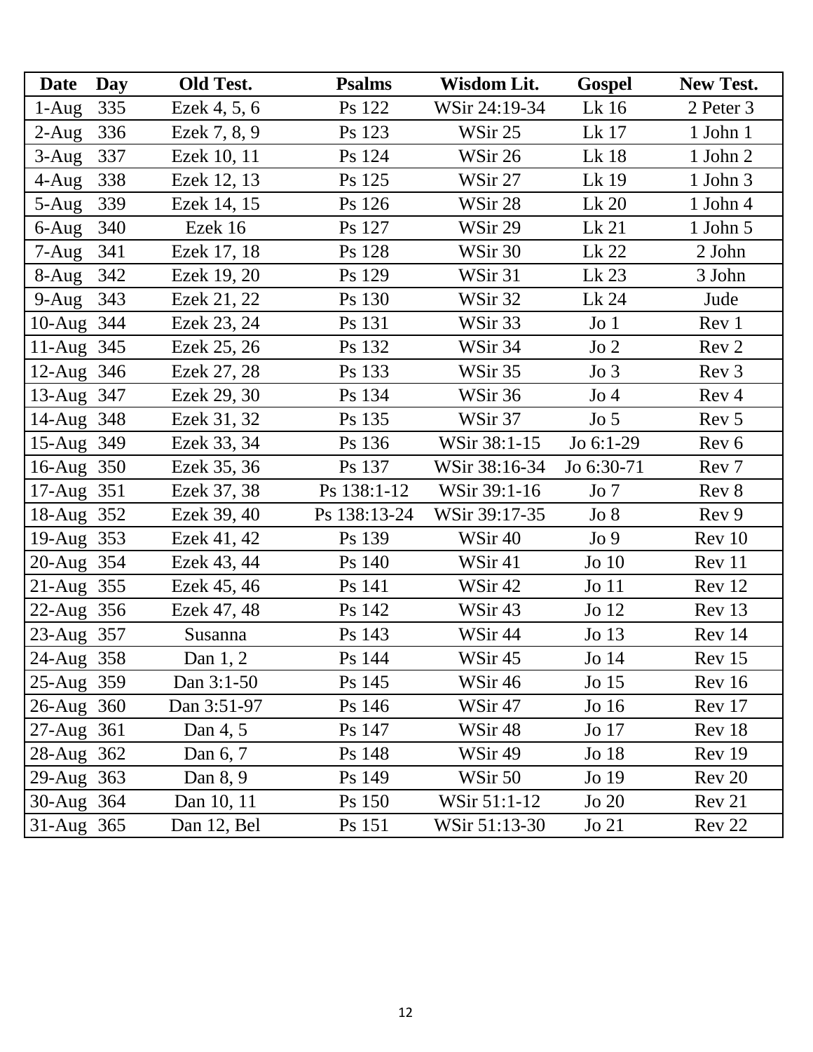| Date | Day | Old Test. | Psalms | Wisdom Lit. | Gospel | New Test. |
|---|---|---|---|---|---|---|
| 1-Aug | 335 | Ezek 4, 5, 6 | Ps 122 | WSir 24:19-34 | Lk 16 | 2 Peter 3 |
| 2-Aug | 336 | Ezek 7, 8, 9 | Ps 123 | WSir 25 | Lk 17 | 1 John 1 |
| 3-Aug | 337 | Ezek 10, 11 | Ps 124 | WSir 26 | Lk 18 | 1 John 2 |
| 4-Aug | 338 | Ezek 12, 13 | Ps 125 | WSir 27 | Lk 19 | 1 John 3 |
| 5-Aug | 339 | Ezek 14, 15 | Ps 126 | WSir 28 | Lk 20 | 1 John 4 |
| 6-Aug | 340 | Ezek 16 | Ps 127 | WSir 29 | Lk 21 | 1 John 5 |
| 7-Aug | 341 | Ezek 17, 18 | Ps 128 | WSir 30 | Lk 22 | 2 John |
| 8-Aug | 342 | Ezek 19, 20 | Ps 129 | WSir 31 | Lk 23 | 3 John |
| 9-Aug | 343 | Ezek 21, 22 | Ps 130 | WSir 32 | Lk 24 | Jude |
| 10-Aug | 344 | Ezek 23, 24 | Ps 131 | WSir 33 | Jo 1 | Rev 1 |
| 11-Aug | 345 | Ezek 25, 26 | Ps 132 | WSir 34 | Jo 2 | Rev 2 |
| 12-Aug | 346 | Ezek 27, 28 | Ps 133 | WSir 35 | Jo 3 | Rev 3 |
| 13-Aug | 347 | Ezek 29, 30 | Ps 134 | WSir 36 | Jo 4 | Rev 4 |
| 14-Aug | 348 | Ezek 31, 32 | Ps 135 | WSir 37 | Jo 5 | Rev 5 |
| 15-Aug | 349 | Ezek 33, 34 | Ps 136 | WSir 38:1-15 | Jo 6:1-29 | Rev 6 |
| 16-Aug | 350 | Ezek 35, 36 | Ps 137 | WSir 38:16-34 | Jo 6:30-71 | Rev 7 |
| 17-Aug | 351 | Ezek 37, 38 | Ps 138:1-12 | WSir 39:1-16 | Jo 7 | Rev 8 |
| 18-Aug | 352 | Ezek 39, 40 | Ps 138:13-24 | WSir 39:17-35 | Jo 8 | Rev 9 |
| 19-Aug | 353 | Ezek 41, 42 | Ps 139 | WSir 40 | Jo 9 | Rev 10 |
| 20-Aug | 354 | Ezek 43, 44 | Ps 140 | WSir 41 | Jo 10 | Rev 11 |
| 21-Aug | 355 | Ezek 45, 46 | Ps 141 | WSir 42 | Jo 11 | Rev 12 |
| 22-Aug | 356 | Ezek 47, 48 | Ps 142 | WSir 43 | Jo 12 | Rev 13 |
| 23-Aug | 357 | Susanna | Ps 143 | WSir 44 | Jo 13 | Rev 14 |
| 24-Aug | 358 | Dan 1, 2 | Ps 144 | WSir 45 | Jo 14 | Rev 15 |
| 25-Aug | 359 | Dan 3:1-50 | Ps 145 | WSir 46 | Jo 15 | Rev 16 |
| 26-Aug | 360 | Dan 3:51-97 | Ps 146 | WSir 47 | Jo 16 | Rev 17 |
| 27-Aug | 361 | Dan 4, 5 | Ps 147 | WSir 48 | Jo 17 | Rev 18 |
| 28-Aug | 362 | Dan 6, 7 | Ps 148 | WSir 49 | Jo 18 | Rev 19 |
| 29-Aug | 363 | Dan 8, 9 | Ps 149 | WSir 50 | Jo 19 | Rev 20 |
| 30-Aug | 364 | Dan 10, 11 | Ps 150 | WSir 51:1-12 | Jo 20 | Rev 21 |
| 31-Aug | 365 | Dan 12, Bel | Ps 151 | WSir 51:13-30 | Jo 21 | Rev 22 |